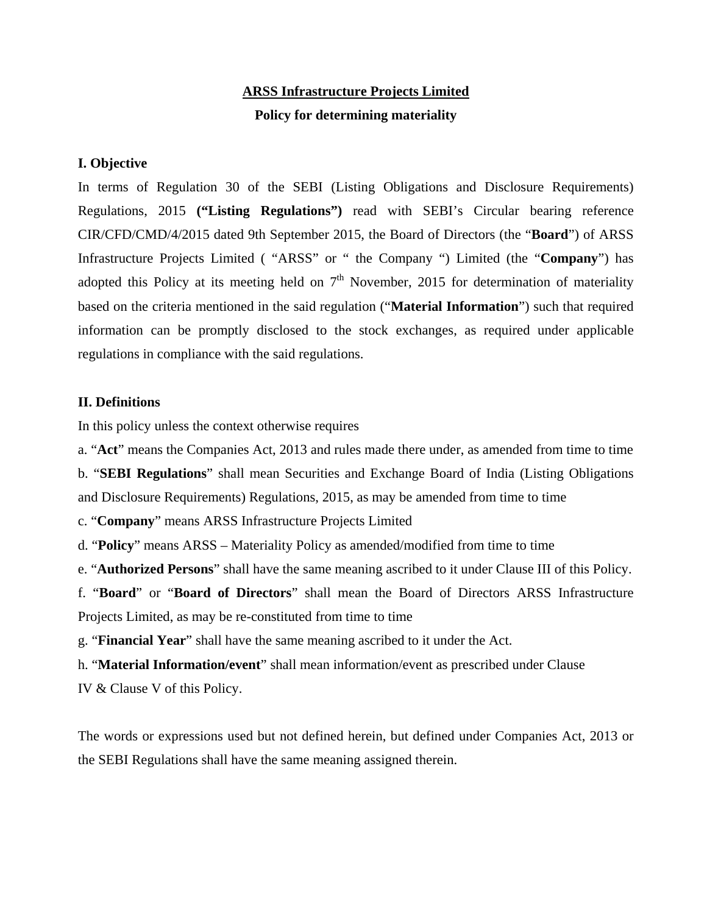# ARSS Infrastructure Projects Limited

## Policy for determining materiality

### I. Objective

In terms of Regulation 30 of the SEBI (Listing Obligations and Disclosure Requirements) Regulations, 2015 **("Listing Regulations")** read with SEBI's Circular bearing reference CIR/CFD/CMD/4/2015 dated 9th September 2015, the Board of Directors (the "**Board**") of ARSS Infrastructure Projects Limited ( "ARSS" or " the Company ") Limited (the "**Company**") has adopted this Policy at its meeting held on 7th November, 2015 for determination of materiality based on the criteria mentioned in the said regulation ("**Material Information**") such that required information can be promptly disclosed to the stock exchanges, as required under applicable regulations in compliance with the said regulations.

### II. Definitions

In this policy unless the context otherwise requires

a. "**Act**" means the Companies Act, 2013 and rules made there under, as amended from time to time

b. "**SEBI Regulations**" shall mean Securities and Exchange Board of India (Listing Obligations and Disclosure Requirements) Regulations, 2015, as may be amended from time to time

c. "**Company**" means ARSS Infrastructure Projects Limited

d. "**Policy**" means ARSS – Materiality Policy as amended/modified from time to time

e. "**Authorized Persons**" shall have the same meaning ascribed to it under Clause III of this Policy.

f. "**Board**" or "**Board of Directors**" shall mean the Board of Directors ARSS Infrastructure Projects Limited, as may be re-constituted from time to time

g. "**Financial Year**" shall have the same meaning ascribed to it under the Act.

h. "**Material Information/event**" shall mean information/event as prescribed under Clause IV & Clause V of this Policy.

The words or expressions used but not defined herein, but defined under Companies Act, 2013 or the SEBI Regulations shall have the same meaning assigned therein.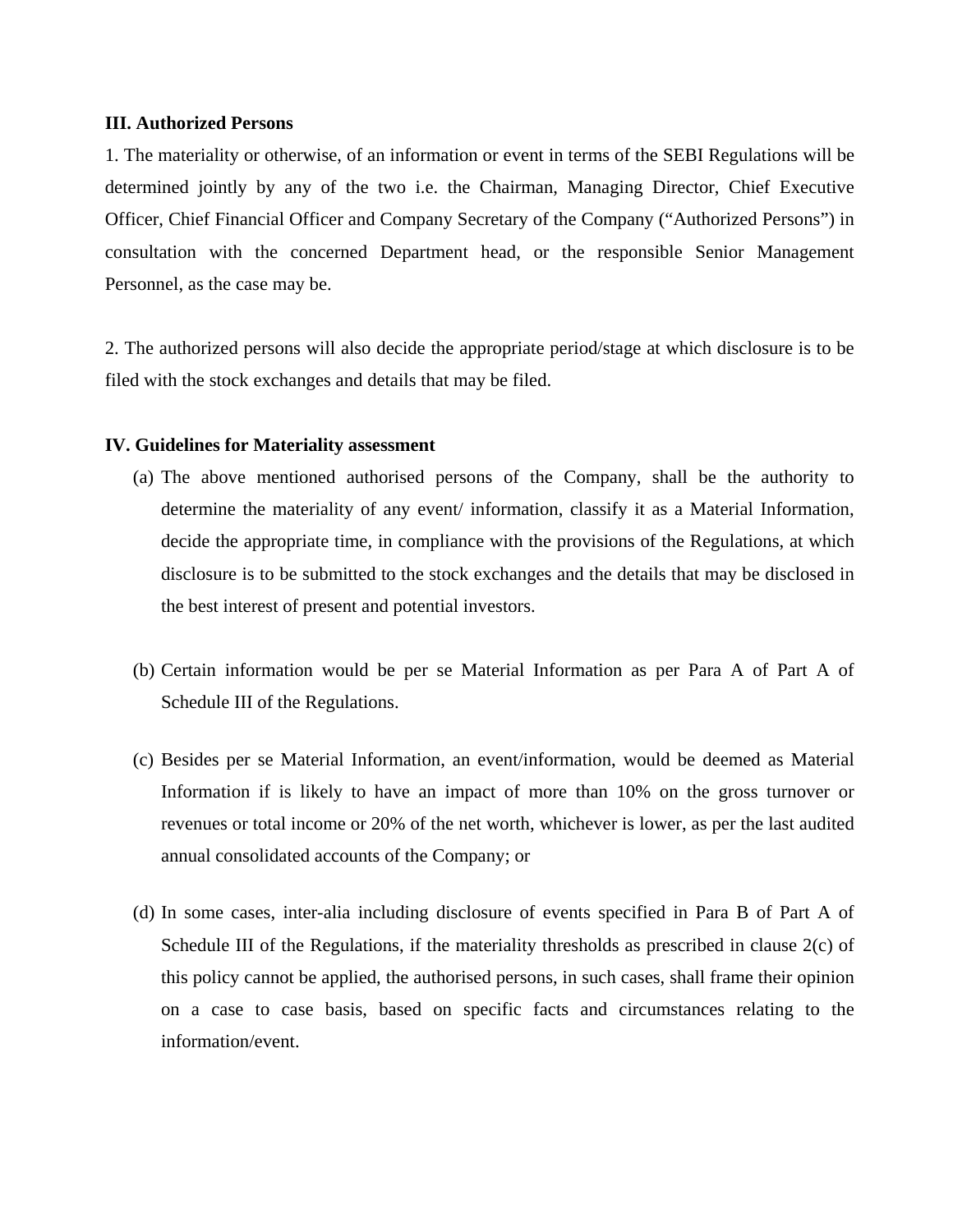**III. Authorized Persons**

1. The materiality or otherwise, of an information or event in terms of the SEBI Regulations will be determined jointly by any of the two i.e. the Chairman, Managing Director, Chief Executive Officer, Chief Financial Officer and Company Secretary of the Company ("Authorized Persons") in consultation with the concerned Department head, or the responsible Senior Management Personnel, as the case may be.

2. The authorized persons will also decide the appropriate period/stage at which disclosure is to be filed with the stock exchanges and details that may be filed.

**IV. Guidelines for Materiality assessment**

(a) The above mentioned authorised persons of the Company, shall be the authority to determine the materiality of any event/ information, classify it as a Material Information, decide the appropriate time, in compliance with the provisions of the Regulations, at which disclosure is to be submitted to the stock exchanges and the details that may be disclosed in the best interest of present and potential investors.

(b) Certain information would be per se Material Information as per Para A of Part A of Schedule III of the Regulations.

(c) Besides per se Material Information, an event/information, would be deemed as Material Information if is likely to have an impact of more than 10% on the gross turnover or revenues or total income or 20% of the net worth, whichever is lower, as per the last audited annual consolidated accounts of the Company; or

(d) In some cases, inter-alia including disclosure of events specified in Para B of Part A of Schedule III of the Regulations, if the materiality thresholds as prescribed in clause 2(c) of this policy cannot be applied, the authorised persons, in such cases, shall frame their opinion on a case to case basis, based on specific facts and circumstances relating to the information/event.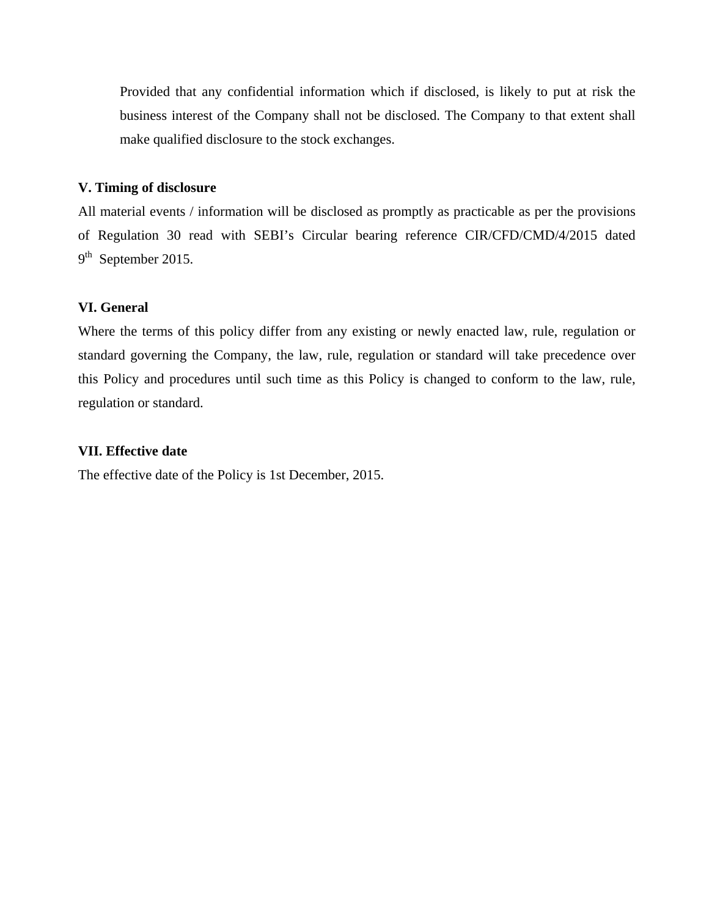Provided that any confidential information which if disclosed, is likely to put at risk the business interest of the Company shall not be disclosed. The Company to that extent shall make qualified disclosure to the stock exchanges.

**V. Timing of disclosure**

All material events / information will be disclosed as promptly as practicable as per the provisions of Regulation 30 read with SEBI's Circular bearing reference CIR/CFD/CMD/4/2015 dated 9th September 2015.

**VI. General**

Where the terms of this policy differ from any existing or newly enacted law, rule, regulation or standard governing the Company, the law, rule, regulation or standard will take precedence over this Policy and procedures until such time as this Policy is changed to conform to the law, rule, regulation or standard.

**VII. Effective date**

The effective date of the Policy is 1st December, 2015.